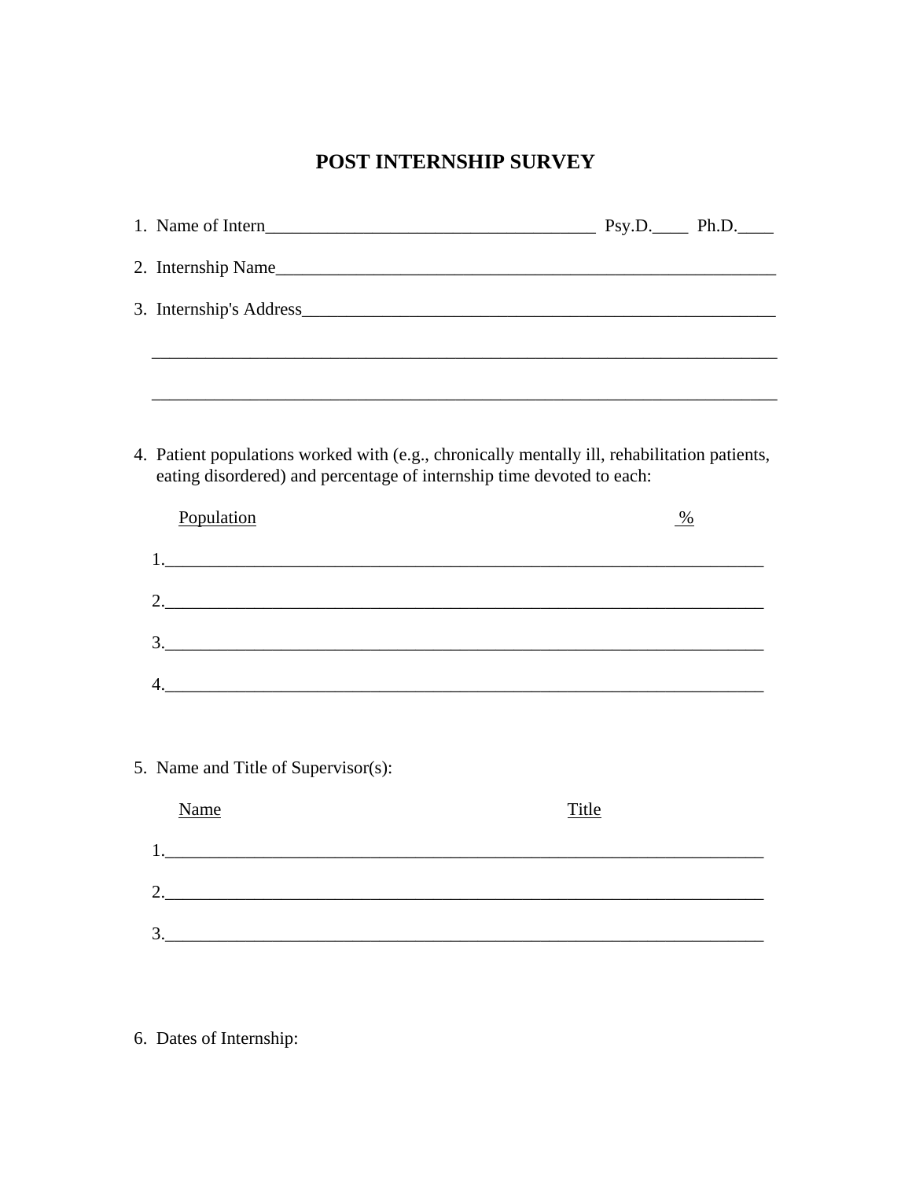# POST INTERNSHIP SURVEY

1. Name of Intern_____________________________________ Psy.D.____ Ph.D.____

2. Internship Name_____________________________________________________

3. Internship's Address__________________________________________________

   ________________________________________________________________________

   ________________________________________________________________________

4. Patient populations worked with (e.g., chronically mentally ill, rehabilitation patients, eating disordered) and percentage of internship time devoted to each:

   Population %

   1.______________________________________________________________________

   2.______________________________________________________________________

   3.______________________________________________________________________

   4.______________________________________________________________________

5. Name and Title of Supervisor(s):

   Name Title

   1.______________________________________________________________________

   2.______________________________________________________________________

   3.______________________________________________________________________

6. Dates of Internship: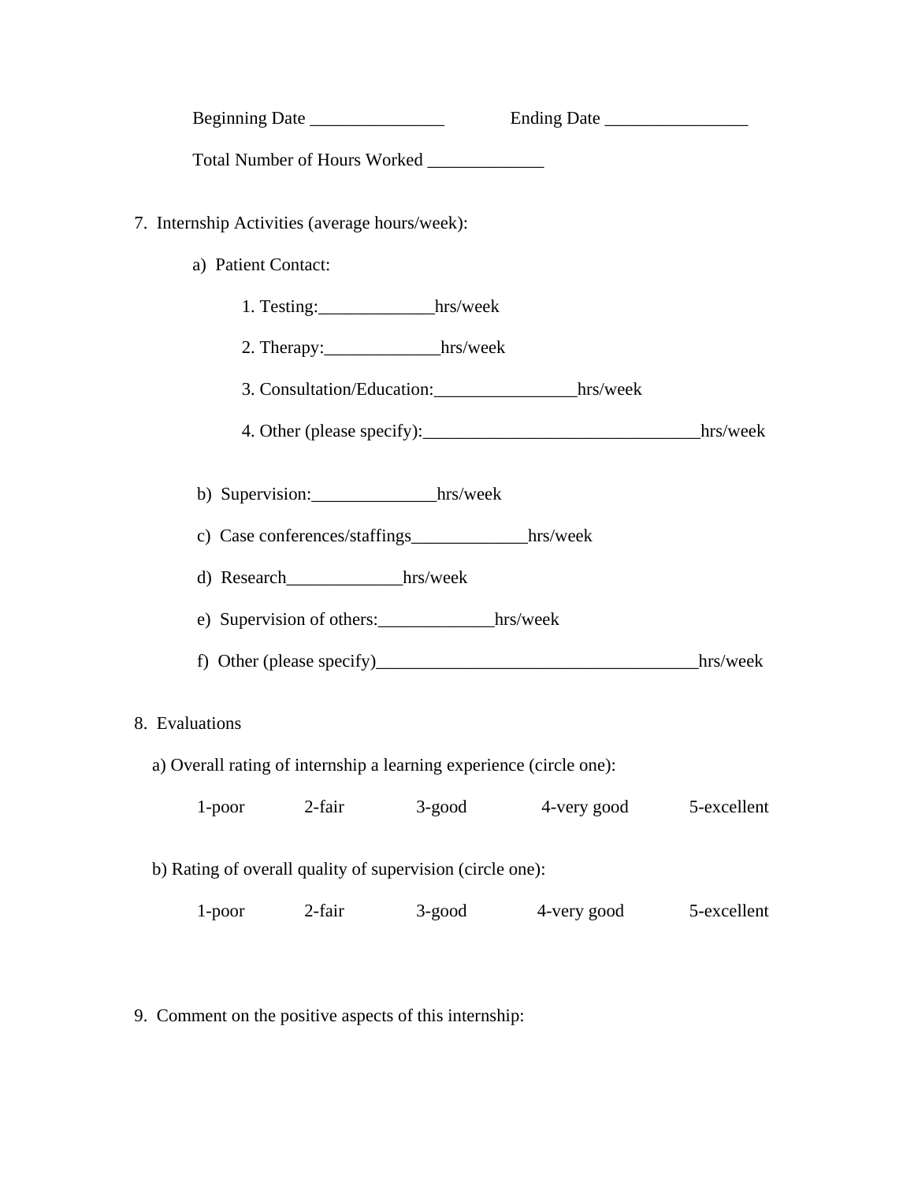Beginning Date _______________ Ending Date ________________

Total Number of Hours Worked _____________

7. Internship Activities (average hours/week):

a) Patient Contact:

1. Testing:_____________hrs/week

2. Therapy:_____________hrs/week

3. Consultation/Education:________________hrs/week

4. Other (please specify):_______________________________hrs/week

b) Supervision:______________hrs/week

c) Case conferences/staffings_____________hrs/week

d) Research_____________hrs/week

e) Supervision of others:_____________hrs/week

f) Other (please specify)____________________________________hrs/week

8. Evaluations

a) Overall rating of internship a learning experience (circle one):

1-poor 2-fair 3-good 4-very good 5-excellent

b) Rating of overall quality of supervision (circle one):

1-poor 2-fair 3-good 4-very good 5-excellent

9. Comment on the positive aspects of this internship: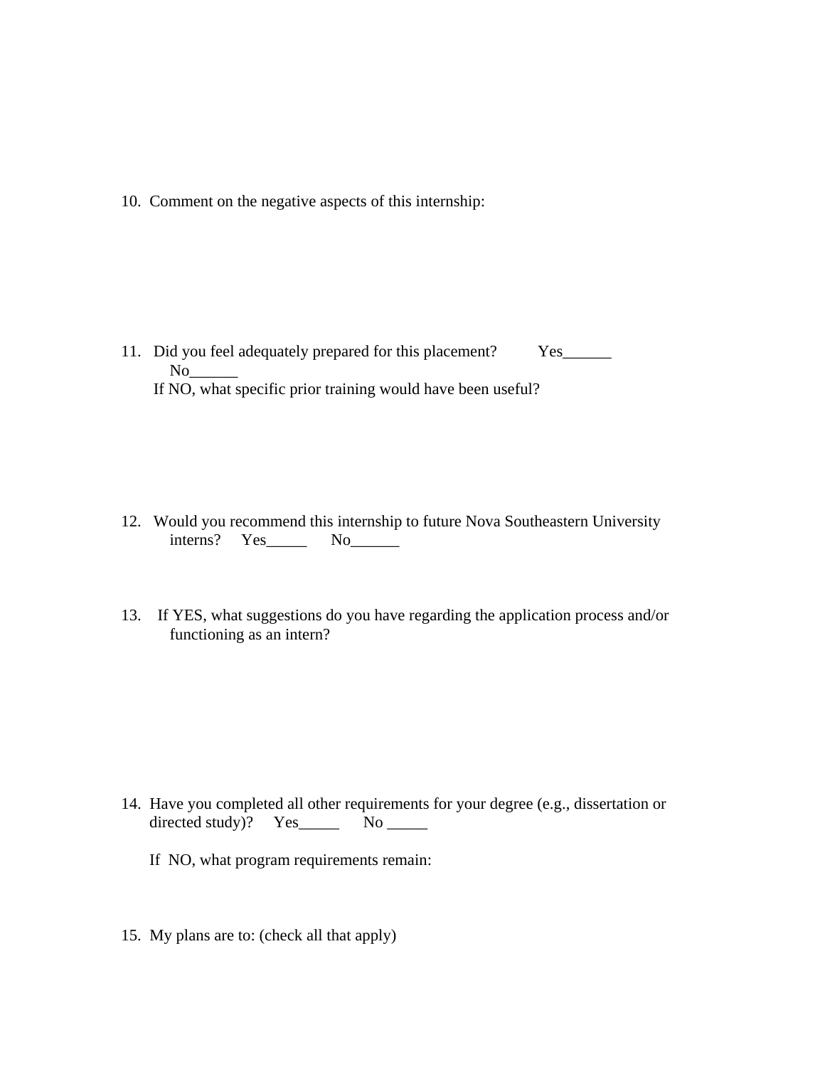10. Comment on the negative aspects of this internship:

11. Did you feel adequately prepared for this placement? Yes______ No______

    If NO, what specific prior training would have been useful?

12. Would you recommend this internship to future Nova Southeastern University interns? Yes_____ No______

13. If YES, what suggestions do you have regarding the application process and/or functioning as an intern?

14. Have you completed all other requirements for your degree (e.g., dissertation or directed study)? Yes_____ No _____

    If NO, what program requirements remain:

15. My plans are to: (check all that apply)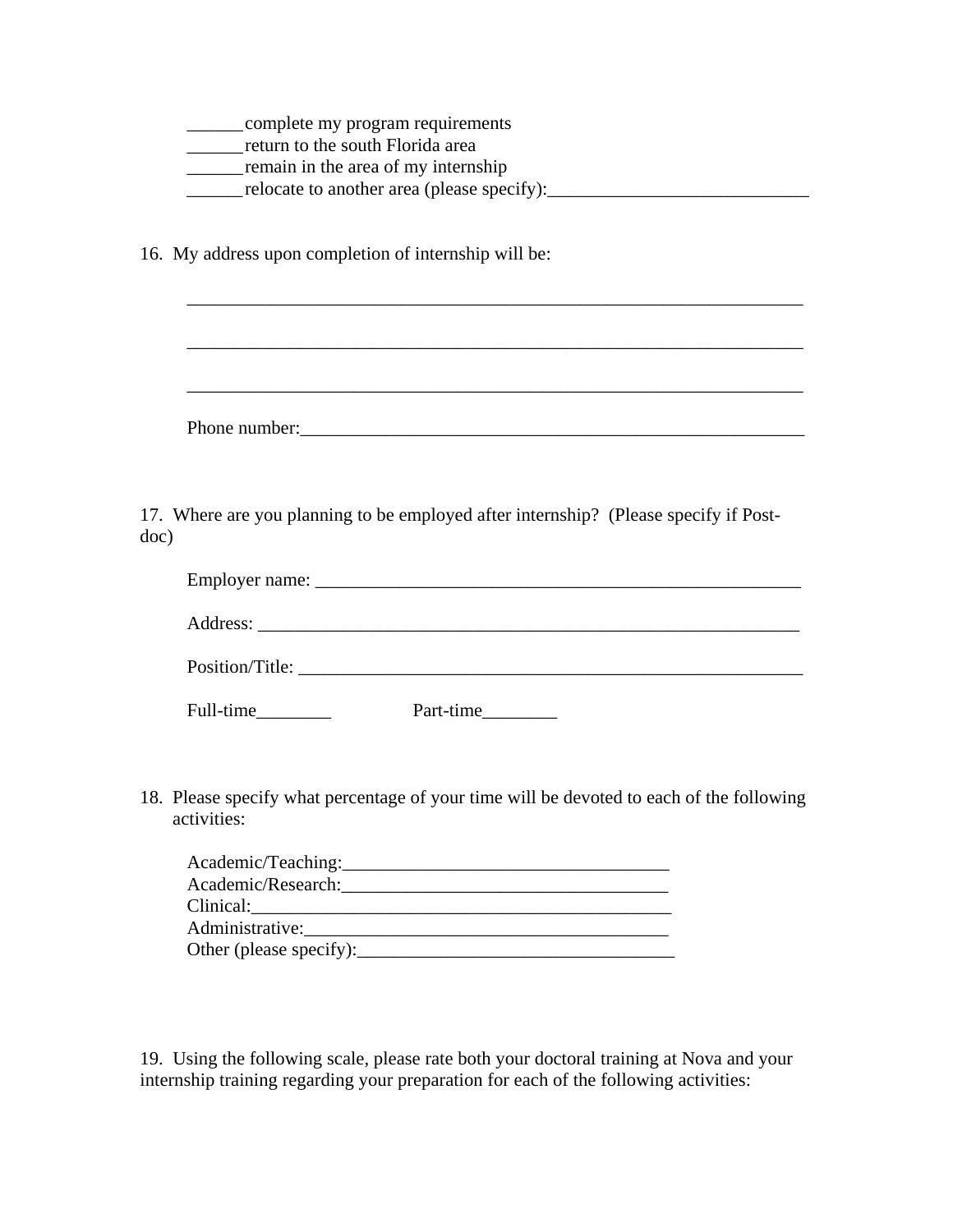______complete my program requirements
______return to the south Florida area
______remain in the area of my internship
______relocate to another area (please specify):____________________________

16. My address upon completion of internship will be:

____________________________________________________________________

____________________________________________________________________

____________________________________________________________________

Phone number:_______________________________________________________

17. Where are you planning to be employed after internship? (Please specify if Post-doc)

Employer name: ______________________________________________________

Address: ___________________________________________________________

Position/Title: ______________________________________________________

Full-time________ Part-time________

18. Please specify what percentage of your time will be devoted to each of the following activities:

Academic/Teaching:___________________________________
Academic/Research:___________________________________
Clinical:_____________________________________________
Administrative:_______________________________________
Other (please specify):__________________________________

19. Using the following scale, please rate both your doctoral training at Nova and your internship training regarding your preparation for each of the following activities: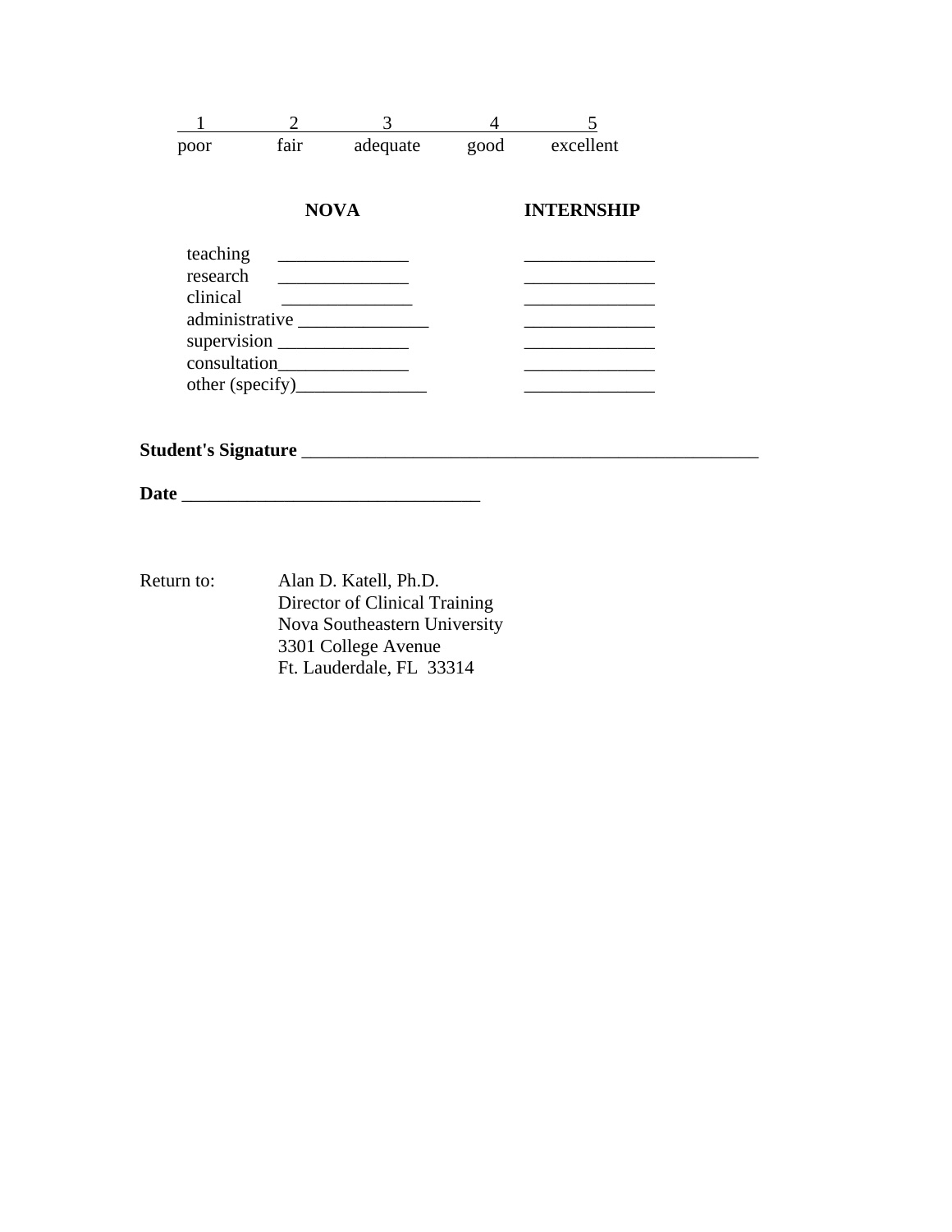| 1 | 2 | 3 | 4 | 5 |
|---|---|---|---|---|
| poor | fair | adequate | good | excellent |

| | **NOVA** | **INTERNSHIP** |
|---|---|---|
| teaching | ______________ | ______________ |
| research | ______________ | ______________ |
| clinical | ______________ | ______________ |
| administrative | ______________ | ______________ |
| supervision | ______________ | ______________ |
| consultation | ______________ | ______________ |
| other (specify) | ______________ | ______________ |

**Student's Signature** __________________________________________________

**Date** ________________________________

Return to: Alan D. Katell, Ph.D.
Director of Clinical Training
Nova Southeastern University
3301 College Avenue
Ft. Lauderdale, FL 33314